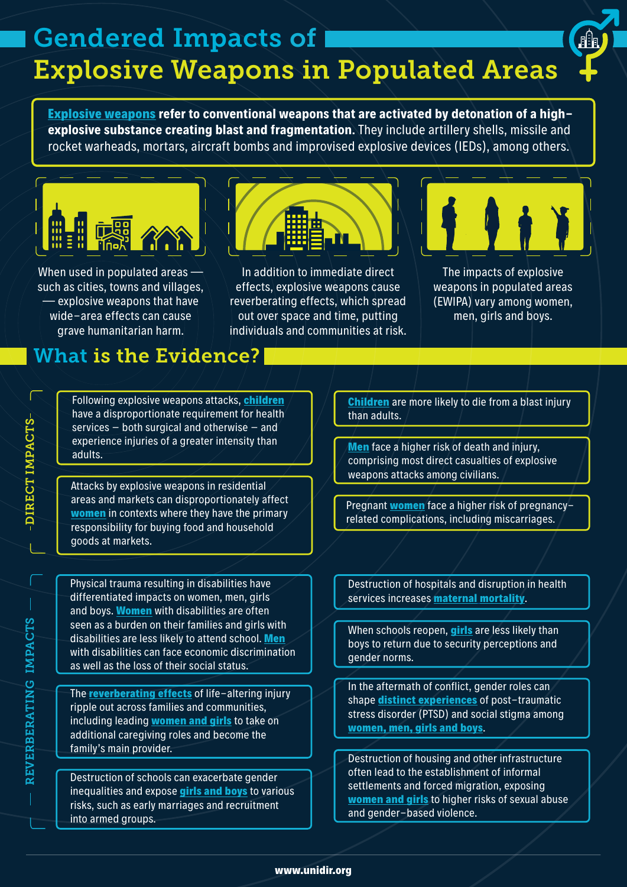# Gendered Impacts of Explosive Weapons in Populated Areas

**Explosive weapons refer to conventional weapons that are activated by detonation of a high-explosive substance creating blast and fragmentation.** They include artillery shells, missile and rocket warheads, mortars, aircraft bombs and improvised explosive devices (IEDs), among others.

When used in populated areas — such as cities, towns and villages, — explosive weapons that have wide-area effects can cause grave humanitarian harm.

In addition to immediate direct effects, explosive weapons cause reverberating effects, which spread out over space and time, putting individuals and communities at risk.

The impacts of explosive weapons in populated areas (EWIPA) vary among women, men, girls and boys.

## What is the Evidence?

### DIRECT IMPACTS

Following explosive weapons attacks, **children** have a disproportionate requirement for health services – both surgical and otherwise – and experience injuries of a greater intensity than adults.

Attacks by explosive weapons in residential areas and markets can disproportionately affect **women** in contexts where they have the primary responsibility for buying food and household goods at markets.

**Children** are more likely to die from a blast injury than adults.

**Men** face a higher risk of death and injury, comprising most direct casualties of explosive weapons attacks among civilians.

Pregnant **women** face a higher risk of pregnancy-related complications, including miscarriages.

### REVERBERATING IMPACTS

Physical trauma resulting in disabilities have differentiated impacts on women, men, girls and boys. **Women** with disabilities are often seen as a burden on their families and girls with disabilities are less likely to attend school. **Men** with disabilities can face economic discrimination as well as the loss of their social status.

The **reverberating effects** of life-altering injury ripple out across families and communities, including leading **women and girls** to take on additional caregiving roles and become the family's main provider.

Destruction of schools can exacerbate gender inequalities and expose **girls and boys** to various risks, such as early marriages and recruitment into armed groups.

Destruction of hospitals and disruption in health services increases **maternal mortality**.

When schools reopen, **girls** are less likely than boys to return due to security perceptions and gender norms.

In the aftermath of conflict, gender roles can shape **distinct experiences** of post-traumatic stress disorder (PTSD) and social stigma among **women, men, girls and boys**.

Destruction of housing and other infrastructure often lead to the establishment of informal settlements and forced migration, exposing **women and girls** to higher risks of sexual abuse and gender-based violence.

www.unidir.org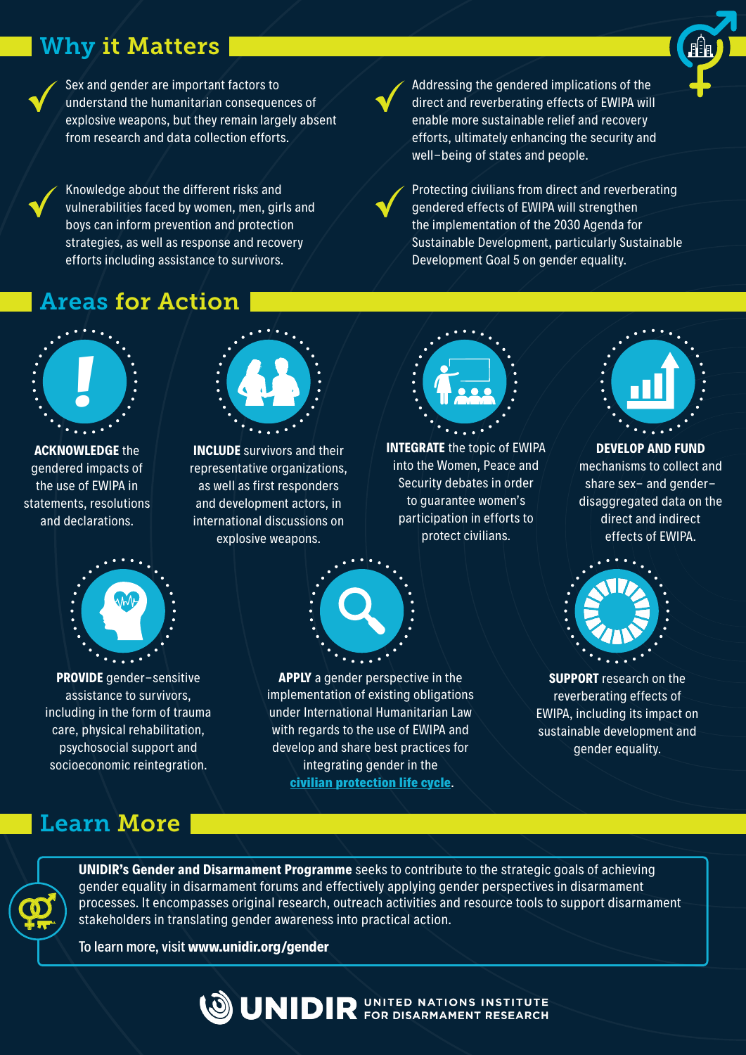## Why it Matters

- Sex and gender are important factors to understand the humanitarian consequences of explosive weapons, but they remain largely absent from research and data collection efforts.
- Knowledge about the different risks and vulnerabilities faced by women, men, girls and boys can inform prevention and protection strategies, as well as response and recovery efforts including assistance to survivors.
- Addressing the gendered implications of the direct and reverberating effects of EWIPA will enable more sustainable relief and recovery efforts, ultimately enhancing the security and well-being of states and people.
- Protecting civilians from direct and reverberating gendered effects of EWIPA will strengthen the implementation of the 2030 Agenda for Sustainable Development, particularly Sustainable Development Goal 5 on gender equality.

## Areas for Action

**ACKNOWLEDGE** the gendered impacts of the use of EWIPA in statements, resolutions and declarations.

**INCLUDE** survivors and their representative organizations, as well as first responders and development actors, in international discussions on explosive weapons.

**INTEGRATE** the topic of EWIPA into the Women, Peace and Security debates in order to guarantee women's participation in efforts to protect civilians.

**DEVELOP AND FUND** mechanisms to collect and share sex- and gender-disaggregated data on the direct and indirect effects of EWIPA.

**PROVIDE** gender-sensitive assistance to survivors, including in the form of trauma care, physical rehabilitation, psychosocial support and socioeconomic reintegration.

**APPLY** a gender perspective in the implementation of existing obligations under International Humanitarian Law with regards to the use of EWIPA and develop and share best practices for integrating gender in the civilian protection life cycle.

**SUPPORT** research on the reverberating effects of EWIPA, including its impact on sustainable development and gender equality.

## Learn More

**UNIDIR's Gender and Disarmament Programme** seeks to contribute to the strategic goals of achieving gender equality in disarmament forums and effectively applying gender perspectives in disarmament processes. It encompasses original research, outreach activities and resource tools to support disarmament stakeholders in translating gender awareness into practical action.

To learn more, visit **www.unidir.org/gender**

**UNIDIR** UNITED NATIONS INSTITUTE FOR DISARMAMENT RESEARCH